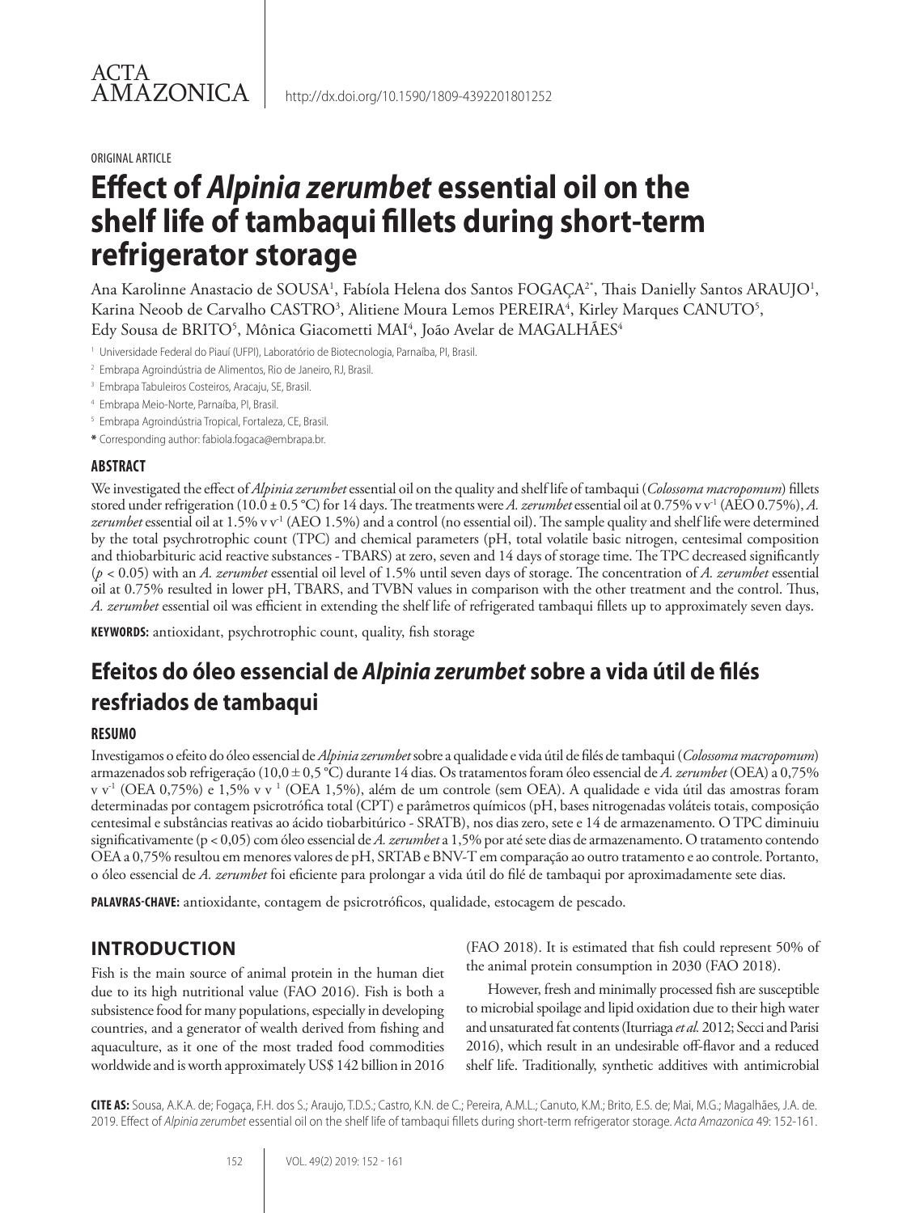ACTA AMAZONICA

http://dx.doi.org/10.1590/1809-4392201801252

ORIGINAL ARTICLE

# Effect of *Alpinia zerumbet* essential oil on the shelf life of tambaqui fillets during short-term refrigerator storage

Ana Karolinne Anastacio de SOUSA[1], Fabíola Helena dos Santos FOGAÇA[2*], Thais Danielly Santos ARAUJO[1], Karina Neoob de Carvalho CASTRO[3], Alitiene Moura Lemos PEREIRA[4], Kirley Marques CANUTO[5], Edy Sousa de BRITO[5], Mônica Giacometti MAI[4], João Avelar de MAGALHÃES[4]

[1] Universidade Federal do Piauí (UFPI), Laboratório de Biotecnologia, Parnaíba, PI, Brasil.

[2] Embrapa Agroindústria de Alimentos, Rio de Janeiro, RJ, Brasil.

[3] Embrapa Tabuleiros Costeiros, Aracaju, SE, Brasil.

[4] Embrapa Meio-Norte, Parnaíba, PI, Brasil.

[5] Embrapa Agroindústria Tropical, Fortaleza, CE, Brasil.

**\*** Corresponding author: fabiola.fogaca@embrapa.br.

## ABSTRACT

We investigated the effect of *Alpinia zerumbet* essential oil on the quality and shelf life of tambaqui (*Colossoma macropomum*) fillets stored under refrigeration (10.0 ± 0.5 °C) for 14 days. The treatments were *A. zerumbet* essential oil at 0.75% v $v^{-1}$ (AEO 0.75%), *A. zerumbet* essential oil at 1.5% v $v^{-1}$ (AEO 1.5%) and a control (no essential oil). The sample quality and shelf life were determined by the total psychrotrophic count (TPC) and chemical parameters (pH, total volatile basic nitrogen, centesimal composition and thiobarbituric acid reactive substances - TBARS) at zero, seven and 14 days of storage time. The TPC decreased significantly ($p < 0.05$) with an *A. zerumbet* essential oil level of 1.5% until seven days of storage. The concentration of *A. zerumbet* essential oil at 0.75% resulted in lower pH, TBARS, and TVBN values in comparison with the other treatment and the control. Thus, *A. zerumbet* essential oil was efficient in extending the shelf life of refrigerated tambaqui fillets up to approximately seven days.

**KEYWORDS:** antioxidant, psychrotrophic count, quality, fish storage

# Efeitos do óleo essencial de *Alpinia zerumbet* sobre a vida útil de filés resfriados de tambaqui

## RESUMO

Investigamos o efeito do óleo essencial de *Alpinia zerumbet* sobre a qualidade e vida útil de filés de tambaqui (*Colossoma macropomum*) armazenados sob refrigeração (10,0 ± 0,5 °C) durante 14 dias. Os tratamentos foram óleo essencial de *A. zerumbet* (OEA) a 0,75% v $v^{-1}$ (OEA 0,75%) e 1,5% v $v^{-1}$ (OEA 1,5%), além de um controle (sem OEA). A qualidade e vida útil das amostras foram determinadas por contagem psicrotrófica total (CPT) e parâmetros químicos (pH, bases nitrogenadas voláteis totais, composição centesimal e substâncias reativas ao ácido tiobarbitúrico - SRATB), nos dias zero, sete e 14 de armazenamento. O TPC diminuiu significativamente (p < 0,05) com óleo essencial de *A. zerumbet* a 1,5% por até sete dias de armazenamento. O tratamento contendo OEA a 0,75% resultou em menores valores de pH, SRTAB e BNV-T em comparação ao outro tratamento e ao controle. Portanto, o óleo essencial de *A. zerumbet* foi eficiente para prolongar a vida útil do filé de tambaqui por aproximadamente sete dias.

**PALAVRAS-CHAVE:** antioxidante, contagem de psicrotróficos, qualidade, estocagem de pescado.

## INTRODUCTION

Fish is the main source of animal protein in the human diet due to its high nutritional value (FAO 2016). Fish is both a subsistence food for many populations, especially in developing countries, and a generator of wealth derived from fishing and aquaculture, as it one of the most traded food commodities worldwide and is worth approximately US$ 142 billion in 2016 (FAO 2018). It is estimated that fish could represent 50% of the animal protein consumption in 2030 (FAO 2018).

However, fresh and minimally processed fish are susceptible to microbial spoilage and lipid oxidation due to their high water and unsaturated fat contents (Iturriaga *et al.* 2012; Secci and Parisi 2016), which result in an undesirable off-flavor and a reduced shelf life. Traditionally, synthetic additives with antimicrobial

**CITE AS:** Sousa, A.K.A. de; Fogaça, F.H. dos S.; Araujo, T.D.S.; Castro, K.N. de C.; Pereira, A.M.L.; Canuto, K.M.; Brito, E.S. de; Mai, M.G.; Magalhães, J.A. de. 2019. Effect of *Alpinia zerumbet* essential oil on the shelf life of tambaqui fillets during short-term refrigerator storage. *Acta Amazonica* 49: 152-161.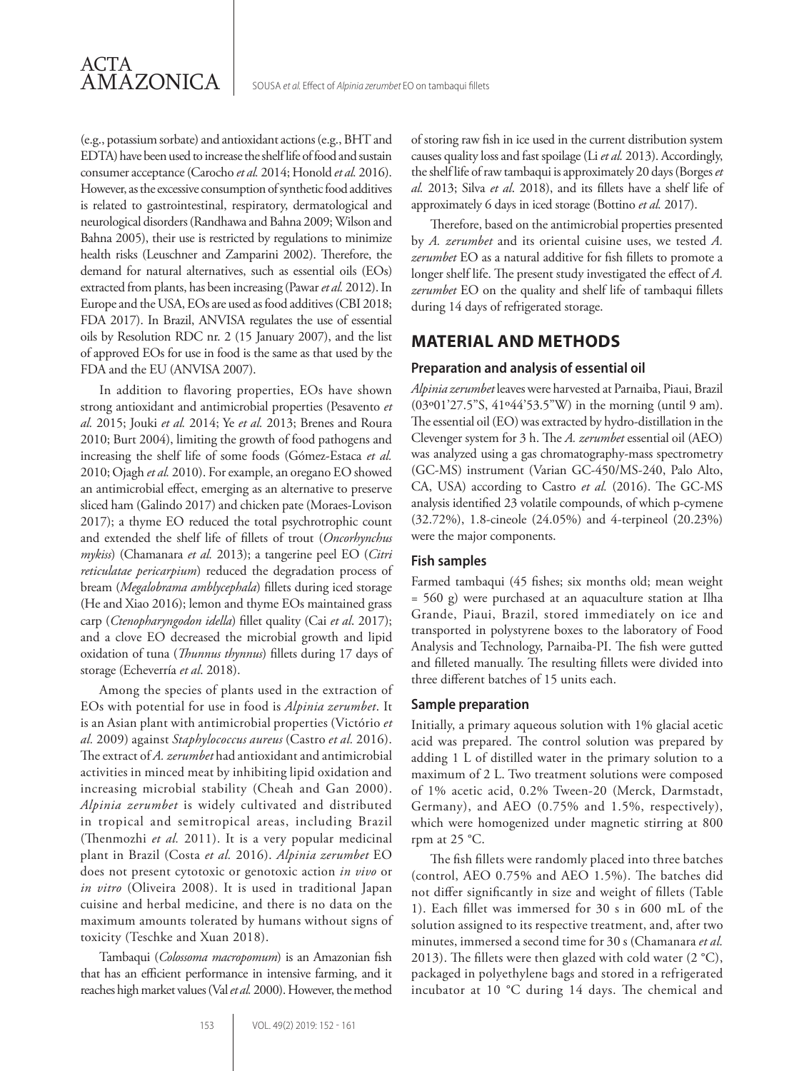(e.g., potassium sorbate) and antioxidant actions (e.g., BHT and EDTA) have been used to increase the shelf life of food and sustain consumer acceptance (Carocho *et al.* 2014; Honold *et al.* 2016). However, as the excessive consumption of synthetic food additives is related to gastrointestinal, respiratory, dermatological and neurological disorders (Randhawa and Bahna 2009; Wilson and Bahna 2005), their use is restricted by regulations to minimize health risks (Leuschner and Zamparini 2002). Therefore, the demand for natural alternatives, such as essential oils (EOs) extracted from plants, has been increasing (Pawar *et al.* 2012). In Europe and the USA, EOs are used as food additives (CBI 2018; FDA 2017). In Brazil, ANVISA regulates the use of essential oils by Resolution RDC nr. 2 (15 January 2007), and the list of approved EOs for use in food is the same as that used by the FDA and the EU (ANVISA 2007).

In addition to flavoring properties, EOs have shown strong antioxidant and antimicrobial properties (Pesavento *et al.* 2015; Jouki *et al.* 2014; Ye *et al.* 2013; Brenes and Roura 2010; Burt 2004), limiting the growth of food pathogens and increasing the shelf life of some foods (Gómez-Estaca *et al.* 2010; Ojagh *et al.* 2010). For example, an oregano EO showed an antimicrobial effect, emerging as an alternative to preserve sliced ham (Galindo 2017) and chicken pate (Moraes-Lovison 2017); a thyme EO reduced the total psychrotrophic count and extended the shelf life of fillets of trout (*Oncorhynchus mykiss*) (Chamanara *et al.* 2013); a tangerine peel EO (*Citri reticulatae pericarpium*) reduced the degradation process of bream (*Megalobrama amblycephala*) fillets during iced storage (He and Xiao 2016); lemon and thyme EOs maintained grass carp (*Ctenopharyngodon idella*) fillet quality (Cai *et al*. 2017); and a clove EO decreased the microbial growth and lipid oxidation of tuna (*Thunnus thynnus*) fillets during 17 days of storage (Echeverría *et al*. 2018).

Among the species of plants used in the extraction of EOs with potential for use in food is *Alpinia zerumbet*. It is an Asian plant with antimicrobial properties (Victório *et al.* 2009) against *Staphylococcus aureus* (Castro *et al.* 2016). The extract of *A. zerumbet* had antioxidant and antimicrobial activities in minced meat by inhibiting lipid oxidation and increasing microbial stability (Cheah and Gan 2000). *Alpinia zerumbet* is widely cultivated and distributed in tropical and semitropical areas, including Brazil (Thenmozhi *et al.* 2011). It is a very popular medicinal plant in Brazil (Costa *et al.* 2016). *Alpinia zerumbet* EO does not present cytotoxic or genotoxic action *in vivo* or *in vitro* (Oliveira 2008). It is used in traditional Japan cuisine and herbal medicine, and there is no data on the maximum amounts tolerated by humans without signs of toxicity (Teschke and Xuan 2018).

Tambaqui (*Colossoma macropomum*) is an Amazonian fish that has an efficient performance in intensive farming, and it reaches high market values (Val *et al.* 2000). However, the method of storing raw fish in ice used in the current distribution system causes quality loss and fast spoilage (Li *et al.* 2013). Accordingly, the shelf life of raw tambaqui is approximately 20 days (Borges *et al.* 2013; Silva *et al*. 2018), and its fillets have a shelf life of approximately 6 days in iced storage (Bottino *et al.* 2017).

Therefore, based on the antimicrobial properties presented by *A. zerumbet* and its oriental cuisine uses, we tested *A. zerumbet* EO as a natural additive for fish fillets to promote a longer shelf life. The present study investigated the effect of *A. zerumbet* EO on the quality and shelf life of tambaqui fillets during 14 days of refrigerated storage.

## MATERIAL AND METHODS

### Preparation and analysis of essential oil

*Alpinia zerumbet* leaves were harvested at Parnaiba, Piaui, Brazil (03º01'27.5"S, 41º44'53.5"W) in the morning (until 9 am). The essential oil (EO) was extracted by hydro-distillation in the Clevenger system for 3 h. The *A. zerumbet* essential oil (AEO) was analyzed using a gas chromatography-mass spectrometry (GC-MS) instrument (Varian GC-450/MS-240, Palo Alto, CA, USA) according to Castro *et al.* (2016). The GC-MS analysis identified 23 volatile compounds, of which p-cymene (32.72%), 1.8-cineole (24.05%) and 4-terpineol (20.23%) were the major components.

### Fish samples

Farmed tambaqui (45 fishes; six months old; mean weight = 560 g) were purchased at an aquaculture station at Ilha Grande, Piaui, Brazil, stored immediately on ice and transported in polystyrene boxes to the laboratory of Food Analysis and Technology, Parnaiba-PI. The fish were gutted and filleted manually. The resulting fillets were divided into three different batches of 15 units each.

### Sample preparation

Initially, a primary aqueous solution with 1% glacial acetic acid was prepared. The control solution was prepared by adding 1 L of distilled water in the primary solution to a maximum of 2 L. Two treatment solutions were composed of 1% acetic acid, 0.2% Tween-20 (Merck, Darmstadt, Germany), and AEO (0.75% and 1.5%, respectively), which were homogenized under magnetic stirring at 800 rpm at 25 °C.

The fish fillets were randomly placed into three batches (control, AEO 0.75% and AEO 1.5%). The batches did not differ significantly in size and weight of fillets (Table 1). Each fillet was immersed for 30 s in 600 mL of the solution assigned to its respective treatment, and, after two minutes, immersed a second time for 30 s (Chamanara *et al.* 2013). The fillets were then glazed with cold water (2 °C), packaged in polyethylene bags and stored in a refrigerated incubator at 10 °C during 14 days. The chemical and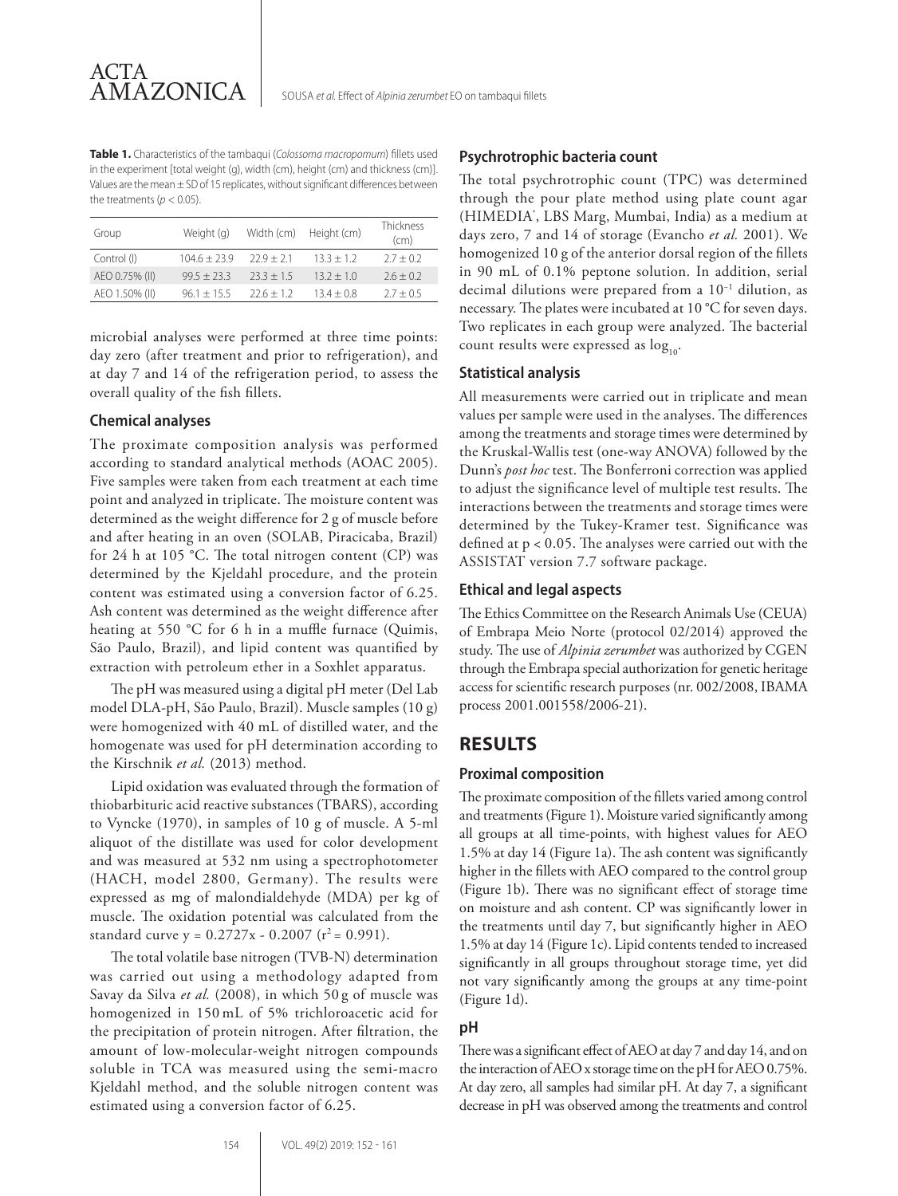**Table 1.** Characteristics of the tambaqui (*Colossoma macropomum*) fillets used in the experiment [total weight (g), width (cm), height (cm) and thickness (cm)]. Values are the mean ± SD of 15 replicates, without significant differences between the treatments ($p < 0.05$).

| Group | Weight (g) | Width (cm) | Height (cm) | Thickness (cm) |
|---|---|---|---|---|
| Control (I) | 104.6 ± 23.9 | 22.9 ± 2.1 | 13.3 ± 1.2 | 2.7 ± 0.2 |
| AEO 0.75% (II) | 99.5 ± 23.3 | 23.3 ± 1.5 | 13.2 ± 1.0 | 2.6 ± 0.2 |
| AEO 1.50% (II) | 96.1 ± 15.5 | 22.6 ± 1.2 | 13.4 ± 0.8 | 2.7 ± 0.5 |

microbial analyses were performed at three time points: day zero (after treatment and prior to refrigeration), and at day 7 and 14 of the refrigeration period, to assess the overall quality of the fish fillets.

### Chemical analyses

The proximate composition analysis was performed according to standard analytical methods (AOAC 2005). Five samples were taken from each treatment at each time point and analyzed in triplicate. The moisture content was determined as the weight difference for 2 g of muscle before and after heating in an oven (SOLAB, Piracicaba, Brazil) for 24 h at 105 °C. The total nitrogen content (CP) was determined by the Kjeldahl procedure, and the protein content was estimated using a conversion factor of 6.25. Ash content was determined as the weight difference after heating at 550 °C for 6 h in a muffle furnace (Quimis, São Paulo, Brazil), and lipid content was quantified by extraction with petroleum ether in a Soxhlet apparatus.

The pH was measured using a digital pH meter (Del Lab model DLA-pH, São Paulo, Brazil). Muscle samples (10 g) were homogenized with 40 mL of distilled water, and the homogenate was used for pH determination according to the Kirschnik *et al.* (2013) method.

Lipid oxidation was evaluated through the formation of thiobarbituric acid reactive substances (TBARS), according to Vyncke (1970), in samples of 10 g of muscle. A 5-ml aliquot of the distillate was used for color development and was measured at 532 nm using a spectrophotometer (HACH, model 2800, Germany). The results were expressed as mg of malondialdehyde (MDA) per kg of muscle. The oxidation potential was calculated from the standard curve $y = 0.2727x - 0.2007$ ($r^2 = 0.991$).

The total volatile base nitrogen (TVB-N) determination was carried out using a methodology adapted from Savay da Silva *et al.* (2008), in which 50 g of muscle was homogenized in 150 mL of 5% trichloroacetic acid for the precipitation of protein nitrogen. After filtration, the amount of low-molecular-weight nitrogen compounds soluble in TCA was measured using the semi-macro Kjeldahl method, and the soluble nitrogen content was estimated using a conversion factor of 6.25.

### Psychrotrophic bacteria count

The total psychrotrophic count (TPC) was determined through the pour plate method using plate count agar (HIMEDIA®, LBS Marg, Mumbai, India) as a medium at days zero, 7 and 14 of storage (Evancho *et al.* 2001). We homogenized 10 g of the anterior dorsal region of the fillets in 90 mL of 0.1% peptone solution. In addition, serial decimal dilutions were prepared from a $10^{-1}$ dilution, as necessary. The plates were incubated at 10 °C for seven days. Two replicates in each group were analyzed. The bacterial count results were expressed as $\log_{10}$.

### Statistical analysis

All measurements were carried out in triplicate and mean values per sample were used in the analyses. The differences among the treatments and storage times were determined by the Kruskal-Wallis test (one-way ANOVA) followed by the Dunn's *post hoc* test. The Bonferroni correction was applied to adjust the significance level of multiple test results. The interactions between the treatments and storage times were determined by the Tukey-Kramer test. Significance was defined at $p < 0.05$. The analyses were carried out with the ASSISTAT version 7.7 software package.

### Ethical and legal aspects

The Ethics Committee on the Research Animals Use (CEUA) of Embrapa Meio Norte (protocol 02/2014) approved the study. The use of *Alpinia zerumbet* was authorized by CGEN through the Embrapa special authorization for genetic heritage access for scientific research purposes (nr. 002/2008, IBAMA process 2001.001558/2006-21).

## RESULTS

### Proximal composition

The proximate composition of the fillets varied among control and treatments (Figure 1). Moisture varied significantly among all groups at all time-points, with highest values for AEO 1.5% at day 14 (Figure 1a). The ash content was significantly higher in the fillets with AEO compared to the control group (Figure 1b). There was no significant effect of storage time on moisture and ash content. CP was significantly lower in the treatments until day 7, but significantly higher in AEO 1.5% at day 14 (Figure 1c). Lipid contents tended to increased significantly in all groups throughout storage time, yet did not vary significantly among the groups at any time-point (Figure 1d).

### pH

There was a significant effect of AEO at day 7 and day 14, and on the interaction of AEO x storage time on the pH for AEO 0.75%. At day zero, all samples had similar pH. At day 7, a significant decrease in pH was observed among the treatments and control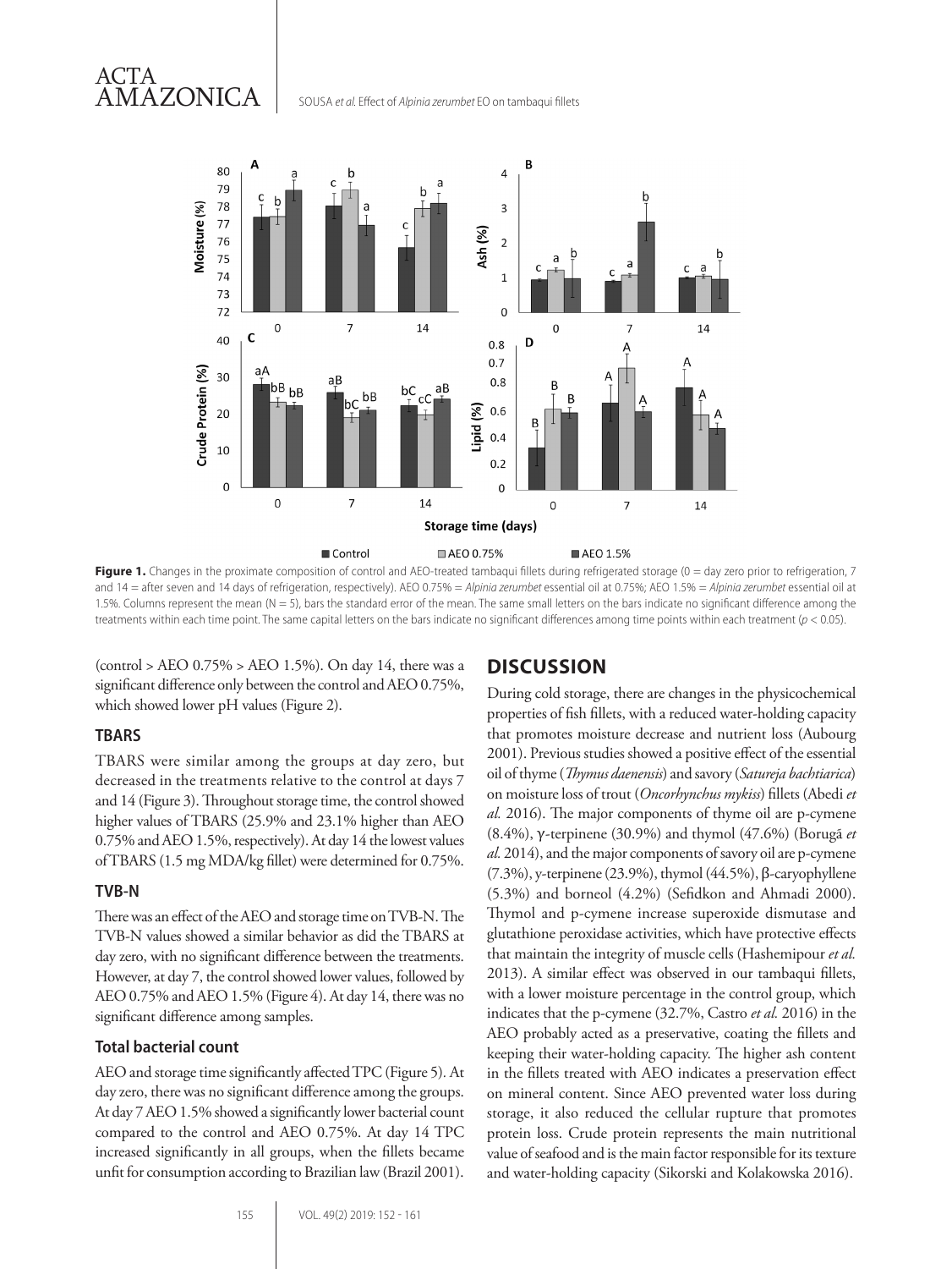Figure 1. Changes in the proximate composition of control and AEO-treated tambaqui fillets during refrigerated storage (0 = day zero prior to refrigeration, 7 and 14 = after seven and 14 days of refrigeration, respectively). AEO 0.75% = *Alpinia zerumbet* essential oil at 0.75%; AEO 1.5% = *Alpinia zerumbet* essential oil at 1.5%. Columns represent the mean (N = 5), bars the standard error of the mean. The same small letters on the bars indicate no significant difference among the treatments within each time point. The same capital letters on the bars indicate no significant differences among time points within each treatment ($p < 0.05$).

(control > AEO 0.75% > AEO 1.5%). On day 14, there was a significant difference only between the control and AEO 0.75%, which showed lower pH values (Figure 2).

### TBARS

TBARS were similar among the groups at day zero, but decreased in the treatments relative to the control at days 7 and 14 (Figure 3). Throughout storage time, the control showed higher values of TBARS (25.9% and 23.1% higher than AEO 0.75% and AEO 1.5%, respectively). At day 14 the lowest values of TBARS (1.5 mg MDA/kg fillet) were determined for 0.75%.

### TVB-N

There was an effect of the AEO and storage time on TVB-N. The TVB-N values showed a similar behavior as did the TBARS at day zero, with no significant difference between the treatments. However, at day 7, the control showed lower values, followed by AEO 0.75% and AEO 1.5% (Figure 4). At day 14, there was no significant difference among samples.

### Total bacterial count

AEO and storage time significantly affected TPC (Figure 5). At day zero, there was no significant difference among the groups. At day 7 AEO 1.5% showed a significantly lower bacterial count compared to the control and AEO 0.75%. At day 14 TPC increased significantly in all groups, when the fillets became unfit for consumption according to Brazilian law (Brazil 2001).

## DISCUSSION

During cold storage, there are changes in the physicochemical properties of fish fillets, with a reduced water-holding capacity that promotes moisture decrease and nutrient loss (Aubourg 2001). Previous studies showed a positive effect of the essential oil of thyme (*Thymus daenensis*) and savory (*Satureja bachtiarica*) on moisture loss of trout (*Oncorhynchus mykiss*) fillets (Abedi *et al.* 2016). The major components of thyme oil are p-cymene (8.4%), γ-terpinene (30.9%) and thymol (47.6%) (Borugă *et al.* 2014), and the major components of savory oil are p-cymene (7.3%), y-terpinene (23.9%), thymol (44.5%), β-caryophyllene (5.3%) and borneol (4.2%) (Sefidkon and Ahmadi 2000). Thymol and p-cymene increase superoxide dismutase and glutathione peroxidase activities, which have protective effects that maintain the integrity of muscle cells (Hashemipour *et al.* 2013). A similar effect was observed in our tambaqui fillets, with a lower moisture percentage in the control group, which indicates that the p-cymene (32.7%, Castro *et al.* 2016) in the AEO probably acted as a preservative, coating the fillets and keeping their water-holding capacity. The higher ash content in the fillets treated with AEO indicates a preservation effect on mineral content. Since AEO prevented water loss during storage, it also reduced the cellular rupture that promotes protein loss. Crude protein represents the main nutritional value of seafood and is the main factor responsible for its texture and water-holding capacity (Sikorski and Kolakowska 2016).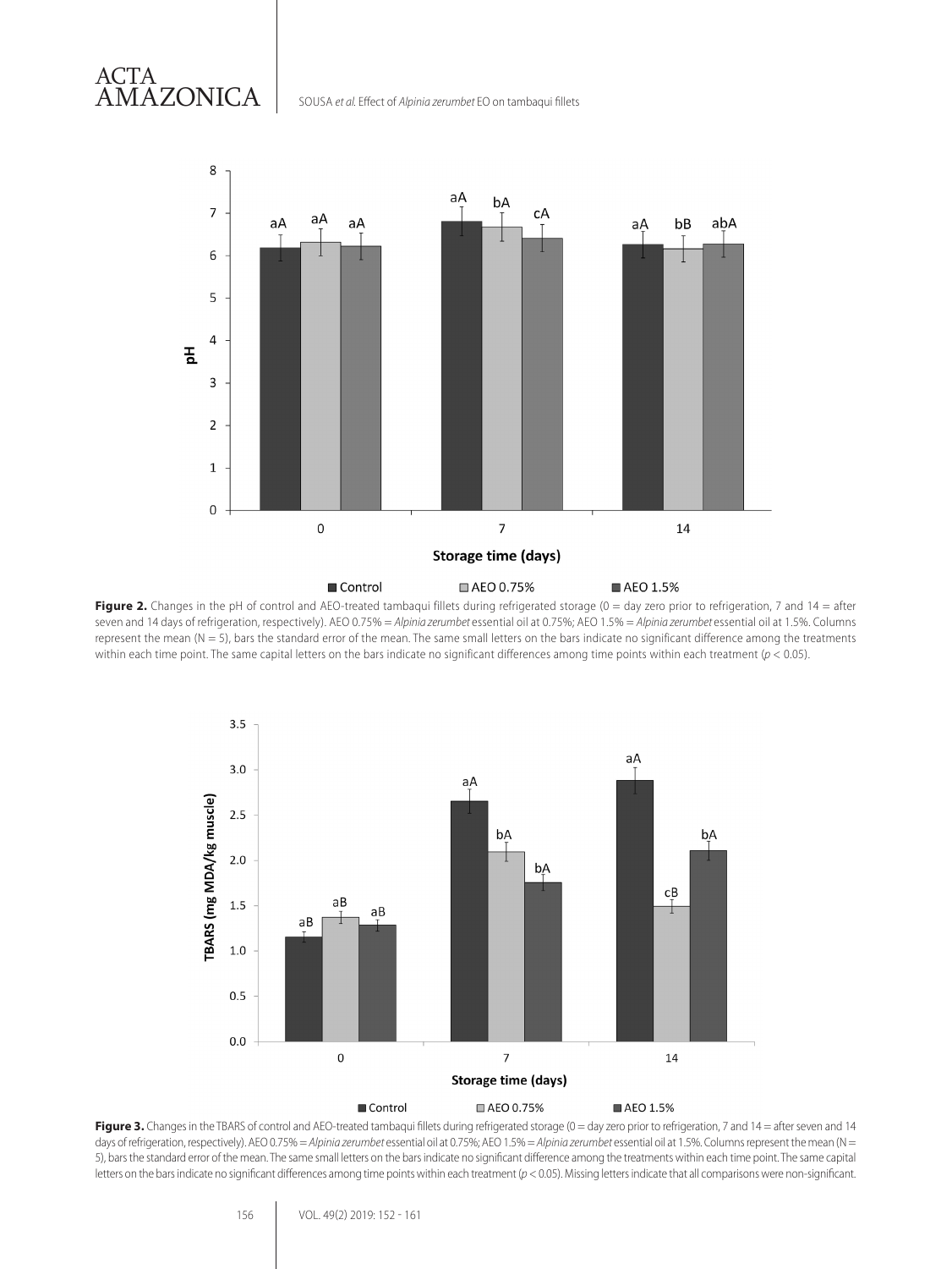**Figure 2.** Changes in the pH of control and AEO-treated tambaqui fillets during refrigerated storage (0 = day zero prior to refrigeration, 7 and 14 = after seven and 14 days of refrigeration, respectively). AEO 0.75% = *Alpinia zerumbet* essential oil at 0.75%; AEO 1.5% = *Alpinia zerumbet* essential oil at 1.5%. Columns represent the mean (N = 5), bars the standard error of the mean. The same small letters on the bars indicate no significant difference among the treatments within each time point. The same capital letters on the bars indicate no significant differences among time points within each treatment ($p < 0.05$).

**Figure 3.** Changes in the TBARS of control and AEO-treated tambaqui fillets during refrigerated storage (0 = day zero prior to refrigeration, 7 and 14 = after seven and 14 days of refrigeration, respectively). AEO 0.75% = *Alpinia zerumbet* essential oil at 0.75%; AEO 1.5% = *Alpinia zerumbet* essential oil at 1.5%. Columns represent the mean (N = 5), bars the standard error of the mean. The same small letters on the bars indicate no significant difference among the treatments within each time point. The same capital letters on the bars indicate no significant differences among time points within each treatment ($p < 0.05$). Missing letters indicate that all comparisons were non-significant.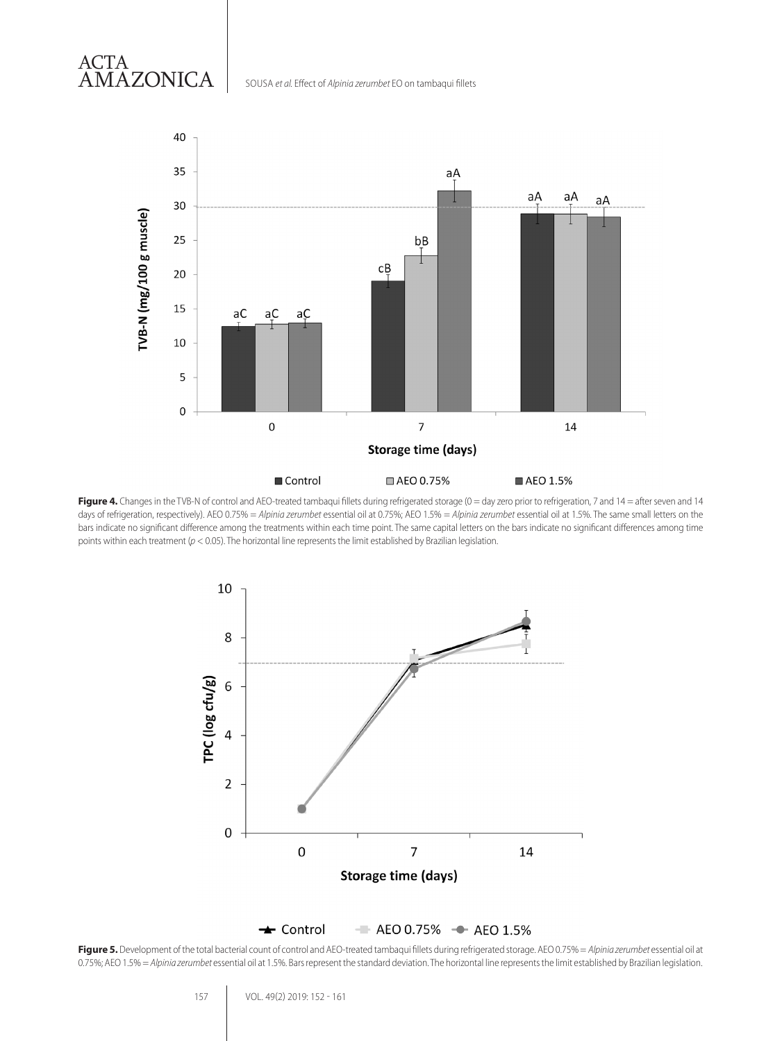**Figure 4.** Changes in the TVB-N of control and AEO-treated tambaqui fillets during refrigerated storage (0 = day zero prior to refrigeration, 7 and 14 = after seven and 14 days of refrigeration, respectively). AEO 0.75% = *Alpinia zerumbet* essential oil at 0.75%; AEO 1.5% = *Alpinia zerumbet* essential oil at 1.5%. The same small letters on the bars indicate no significant difference among the treatments within each time point. The same capital letters on the bars indicate no significant differences among time points within each treatment ($p < 0.05$). The horizontal line represents the limit established by Brazilian legislation.

**Figure 5.** Development of the total bacterial count of control and AEO-treated tambaqui fillets during refrigerated storage. AEO 0.75% = *Alpinia zerumbet* essential oil at 0.75%; AEO 1.5% = *Alpinia zerumbet* essential oil at 1.5%. Bars represent the standard deviation. The horizontal line represents the limit established by Brazilian legislation.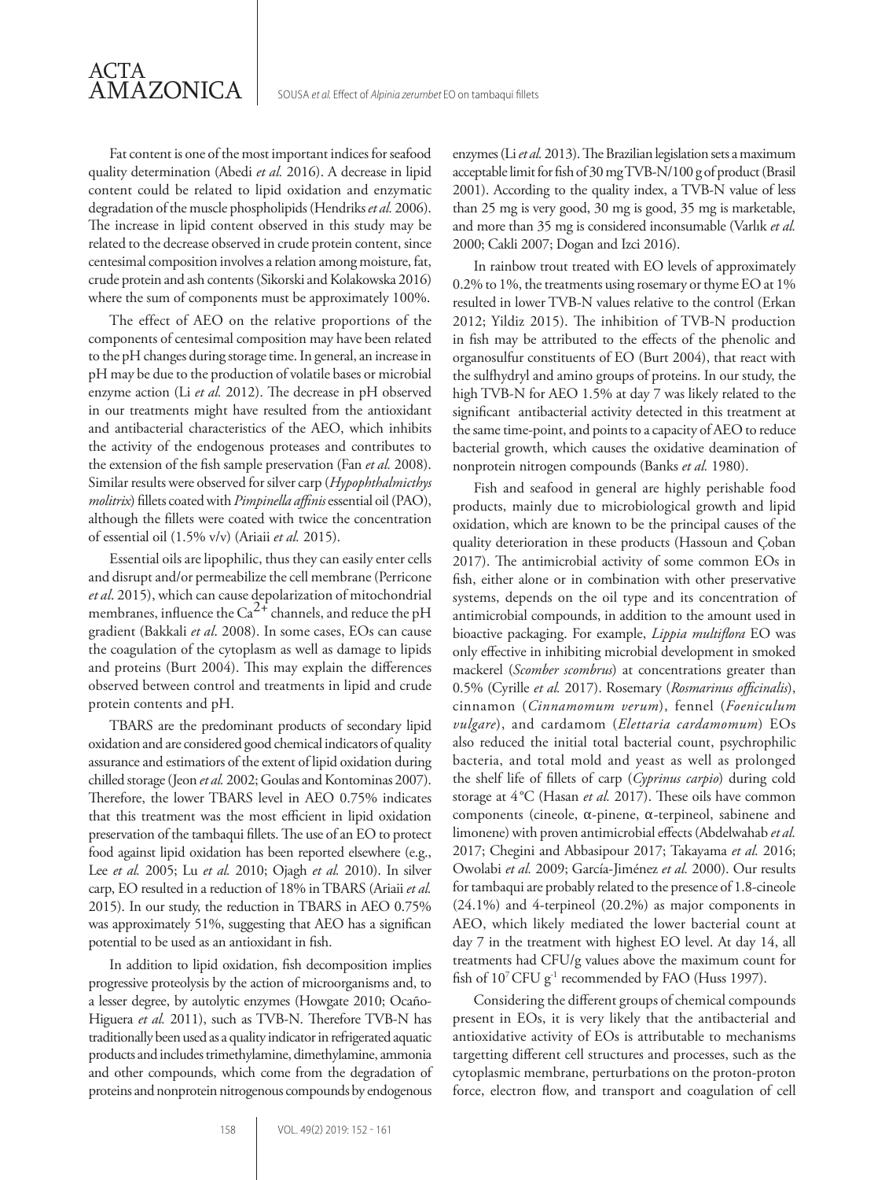Fat content is one of the most important indices for seafood quality determination (Abedi *et al.* 2016). A decrease in lipid content could be related to lipid oxidation and enzymatic degradation of the muscle phospholipids (Hendriks *et al.* 2006). The increase in lipid content observed in this study may be related to the decrease observed in crude protein content, since centesimal composition involves a relation among moisture, fat, crude protein and ash contents (Sikorski and Kolakowska 2016) where the sum of components must be approximately 100%.

The effect of AEO on the relative proportions of the components of centesimal composition may have been related to the pH changes during storage time. In general, an increase in pH may be due to the production of volatile bases or microbial enzyme action (Li *et al.* 2012). The decrease in pH observed in our treatments might have resulted from the antioxidant and antibacterial characteristics of the AEO, which inhibits the activity of the endogenous proteases and contributes to the extension of the fish sample preservation (Fan *et al.* 2008). Similar results were observed for silver carp (*Hypophthalmicthys molitrix*) fillets coated with *Pimpinella affinis* essential oil (PAO), although the fillets were coated with twice the concentration of essential oil (1.5% v/v) (Ariaii *et al.* 2015).

Essential oils are lipophilic, thus they can easily enter cells and disrupt and/or permeabilize the cell membrane (Perricone *et al*. 2015), which can cause depolarization of mitochondrial membranes, influence the $Ca^{2+}$ channels, and reduce the pH gradient (Bakkali *et al*. 2008). In some cases, EOs can cause the coagulation of the cytoplasm as well as damage to lipids and proteins (Burt 2004). This may explain the differences observed between control and treatments in lipid and crude protein contents and pH.

TBARS are the predominant products of secondary lipid oxidation and are considered good chemical indicators of quality assurance and estimators of the extent of lipid oxidation during chilled storage (Jeon *et al.* 2002; Goulas and Kontominas 2007). Therefore, the lower TBARS level in AEO 0.75% indicates that this treatment was the most efficient in lipid oxidation preservation of the tambaqui fillets. The use of an EO to protect food against lipid oxidation has been reported elsewhere (e.g., Lee *et al.* 2005; Lu *et al.* 2010; Ojagh *et al.* 2010). In silver carp, EO resulted in a reduction of 18% in TBARS (Ariaii *et al.* 2015). In our study, the reduction in TBARS in AEO 0.75% was approximately 51%, suggesting that AEO has a significan potential to be used as an antioxidant in fish.

In addition to lipid oxidation, fish decomposition implies progressive proteolysis by the action of microorganisms and, to a lesser degree, by autolytic enzymes (Howgate 2010; Ocaño-Higuera *et al.* 2011), such as TVB-N. Therefore TVB-N has traditionally been used as a quality indicator in refrigerated aquatic products and includes trimethylamine, dimethylamine, ammonia and other compounds, which come from the degradation of proteins and nonprotein nitrogenous compounds by endogenous enzymes (Li *et al.* 2013). The Brazilian legislation sets a maximum acceptable limit for fish of 30 mg TVB-N/100 g of product (Brasil 2001). According to the quality index, a TVB-N value of less than 25 mg is very good, 30 mg is good, 35 mg is marketable, and more than 35 mg is considered inconsumable (Varlık *et al.* 2000; Cakli 2007; Dogan and Izci 2016).

In rainbow trout treated with EO levels of approximately 0.2% to 1%, the treatments using rosemary or thyme EO at 1% resulted in lower TVB-N values relative to the control (Erkan 2012; Yildiz 2015). The inhibition of TVB-N production in fish may be attributed to the effects of the phenolic and organosulfur constituents of EO (Burt 2004), that react with the sulfhydryl and amino groups of proteins. In our study, the high TVB-N for AEO 1.5% at day 7 was likely related to the significant antibacterial activity detected in this treatment at the same time-point, and points to a capacity of AEO to reduce bacterial growth, which causes the oxidative deamination of nonprotein nitrogen compounds (Banks *et al.* 1980).

Fish and seafood in general are highly perishable food products, mainly due to microbiological growth and lipid oxidation, which are known to be the principal causes of the quality deterioration in these products (Hassoun and Çoban 2017). The antimicrobial activity of some common EOs in fish, either alone or in combination with other preservative systems, depends on the oil type and its concentration of antimicrobial compounds, in addition to the amount used in bioactive packaging. For example, *Lippia multiflora* EO was only effective in inhibiting microbial development in smoked mackerel (*Scomber scombrus*) at concentrations greater than 0.5% (Cyrille *et al.* 2017). Rosemary (*Rosmarinus officinalis*), cinnamon (*Cinnamomum verum*), fennel (*Foeniculum vulgare*), and cardamom (*Elettaria cardamomum*) EOs also reduced the initial total bacterial count, psychrophilic bacteria, and total mold and yeast as well as prolonged the shelf life of fillets of carp (*Cyprinus carpio*) during cold storage at 4 °C (Hasan *et al.* 2017). These oils have common components (cineole, α-pinene, α-terpineol, sabinene and limonene) with proven antimicrobial effects (Abdelwahab *et al.* 2017; Chegini and Abbasipour 2017; Takayama *et al.* 2016; Owolabi *et al.* 2009; García-Jiménez *et al.* 2000). Our results for tambaqui are probably related to the presence of 1.8-cineole (24.1%) and 4-terpineol (20.2%) as major components in AEO, which likely mediated the lower bacterial count at day 7 in the treatment with highest EO level. At day 14, all treatments had CFU/g values above the maximum count for fish of $10^7$ CFU $g^{-1}$ recommended by FAO (Huss 1997).

Considering the different groups of chemical compounds present in EOs, it is very likely that the antibacterial and antioxidative activity of EOs is attributable to mechanisms targetting different cell structures and processes, such as the cytoplasmic membrane, perturbations on the proton-proton force, electron flow, and transport and coagulation of cell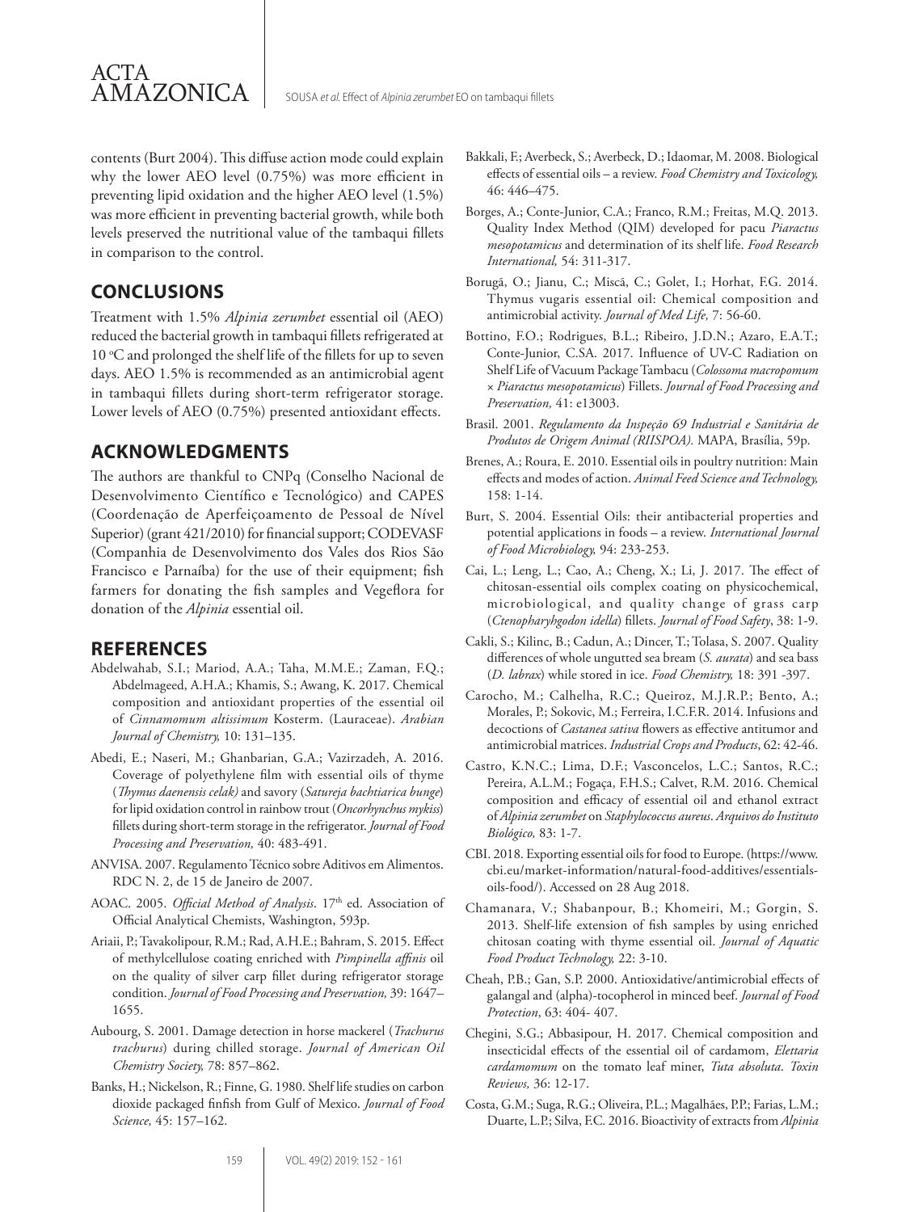contents (Burt 2004). This diffuse action mode could explain why the lower AEO level (0.75%) was more efficient in preventing lipid oxidation and the higher AEO level (1.5%) was more efficient in preventing bacterial growth, while both levels preserved the nutritional value of the tambaqui fillets in comparison to the control.

## CONCLUSIONS

Treatment with 1.5% *Alpinia zerumbet* essential oil (AEO) reduced the bacterial growth in tambaqui fillets refrigerated at 10 °C and prolonged the shelf life of the fillets for up to seven days. AEO 1.5% is recommended as an antimicrobial agent in tambaqui fillets during short-term refrigerator storage. Lower levels of AEO (0.75%) presented antioxidant effects.

## ACKNOWLEDGMENTS

The authors are thankful to CNPq (Conselho Nacional de Desenvolvimento Científico e Tecnológico) and CAPES (Coordenação de Aperfeiçoamento de Pessoal de Nível Superior) (grant 421/2010) for financial support; CODEVASF (Companhia de Desenvolvimento dos Vales dos Rios São Francisco e Parnaíba) for the use of their equipment; fish farmers for donating the fish samples and Vegeflora for donation of the *Alpinia* essential oil.

## REFERENCES

Abdelwahab, S.I.; Mariod, A.A.; Taha, M.M.E.; Zaman, F.Q.; Abdelmageed, A.H.A.; Khamis, S.; Awang, K. 2017. Chemical composition and antioxidant properties of the essential oil of *Cinnamomum altissimum* Kosterm. (Lauraceae). *Arabian Journal of Chemistry,* 10: 131–135.

Abedi, E.; Naseri, M.; Ghanbarian, G.A.; Vazirzadeh, A. 2016. Coverage of polyethylene film with essential oils of thyme (*Thymus daenensis celak)* and savory (*Satureja bachtiarica bunge*) for lipid oxidation control in rainbow trout (*Oncorhynchus mykiss*) fillets during short-term storage in the refrigerator. *Journal of Food Processing and Preservation,* 40: 483-491.

ANVISA. 2007. Regulamento Técnico sobre Aditivos em Alimentos. RDC N. 2, de 15 de Janeiro de 2007.

AOAC. 2005. *Official Method of Analysis*. 17th ed. Association of Official Analytical Chemists, Washington, 593p.

Ariaii, P.; Tavakolipour, R.M.; Rad, A.H.E.; Bahram, S. 2015. Effect of methylcellulose coating enriched with *Pimpinella affinis* oil on the quality of silver carp fillet during refrigerator storage condition. *Journal of Food Processing and Preservation,* 39: 1647–1655.

Aubourg, S. 2001. Damage detection in horse mackerel (*Trachurus trachurus*) during chilled storage. *Journal of American Oil Chemistry Society,* 78: 857–862.

Banks, H.; Nickelson, R.; Finne, G. 1980. Shelf life studies on carbon dioxide packaged finfish from Gulf of Mexico. *Journal of Food Science,* 45: 157–162.

Bakkali, F.; Averbeck, S.; Averbeck, D.; Idaomar, M. 2008. Biological effects of essential oils – a review. *Food Chemistry and Toxicology,* 46: 446–475.

Borges, A.; Conte-Junior, C.A.; Franco, R.M.; Freitas, M.Q. 2013. Quality Index Method (QIM) developed for pacu *Piaractus mesopotamicus* and determination of its shelf life. *Food Research International,* 54: 311-317.

Borugă, O.; Jianu, C.; Miscă, C.; Golet, I.; Horhat, F.G. 2014. Thymus vugaris essential oil: Chemical composition and antimicrobial activity. *Journal of Med Life,* 7: 56-60.

Bottino, F.O.; Rodrigues, B.L.; Ribeiro, J.D.N.; Azaro, E.A.T.; Conte-Junior, C.SA. 2017. Influence of UV-C Radiation on Shelf Life of Vacuum Package Tambacu (*Colossoma macropomum* × *Piaractus mesopotamicus*) Fillets. *Journal of Food Processing and Preservation,* 41: e13003.

Brasil. 2001. *Regulamento da Inspeção 69 Industrial e Sanitária de Produtos de Origem Animal (RIISPOA).* MAPA, Brasília, 59p.

Brenes, A.; Roura, E. 2010. Essential oils in poultry nutrition: Main effects and modes of action. *Animal Feed Science and Technology,* 158: 1-14.

Burt, S. 2004. Essential Oils: their antibacterial properties and potential applications in foods – a review. *International Journal of Food Microbiology,* 94: 233-253.

Cai, L.; Leng, L.; Cao, A.; Cheng, X.; Li, J. 2017. The effect of chitosan-essential oils complex coating on physicochemical, microbiological, and quality change of grass carp (*Ctenopharyhgodon idella*) fillets. *Journal of Food Safety*, 38: 1-9.

Cakli, S.; Kilinc, B.; Cadun, A.; Dincer, T.; Tolasa, S. 2007. Quality differences of whole ungutted sea bream (*S. aurata*) and sea bass (*D. labrax*) while stored in ice. *Food Chemistry,* 18: 391 -397.

Carocho, M.; Calhelha, R.C.; Queiroz, M.J.R.P.; Bento, A.; Morales, P.; Sokovic, M.; Ferreira, I.C.F.R. 2014. Infusions and decoctions of *Castanea sativa* flowers as effective antitumor and antimicrobial matrices. *Industrial Crops and Products*, 62: 42-46.

Castro, K.N.C.; Lima, D.F.; Vasconcelos, L.C.; Santos, R.C.; Pereira, A.L.M.; Fogaça, F.H.S.; Calvet, R.M. 2016. Chemical composition and efficacy of essential oil and ethanol extract of *Alpinia zerumbet* on *Staphylococcus aureus*. *Arquivos do Instituto Biológico,* 83: 1-7.

CBI. 2018. Exporting essential oils for food to Europe. (https://www.cbi.eu/market-information/natural-food-additives/essentials-oils-food/). Accessed on 28 Aug 2018.

Chamanara, V.; Shabanpour, B.; Khomeiri, M.; Gorgin, S. 2013. Shelf-life extension of fish samples by using enriched chitosan coating with thyme essential oil. *Journal of Aquatic Food Product Technology,* 22: 3-10.

Cheah, P.B.; Gan, S.P. 2000. Antioxidative/antimicrobial effects of galangal and (alpha)-tocopherol in minced beef. *Journal of Food Protection*, 63: 404- 407.

Chegini, S.G.; Abbasipour, H. 2017. Chemical composition and insecticidal effects of the essential oil of cardamom, *Elettaria cardamomum* on the tomato leaf miner, *Tuta absoluta*. *Toxin Reviews,* 36: 12-17.

Costa, G.M.; Suga, R.G.; Oliveira, P.L.; Magalhães, P.P.; Farias, L.M.; Duarte, L.P.; Silva, F.C. 2016. Bioactivity of extracts from *Alpinia*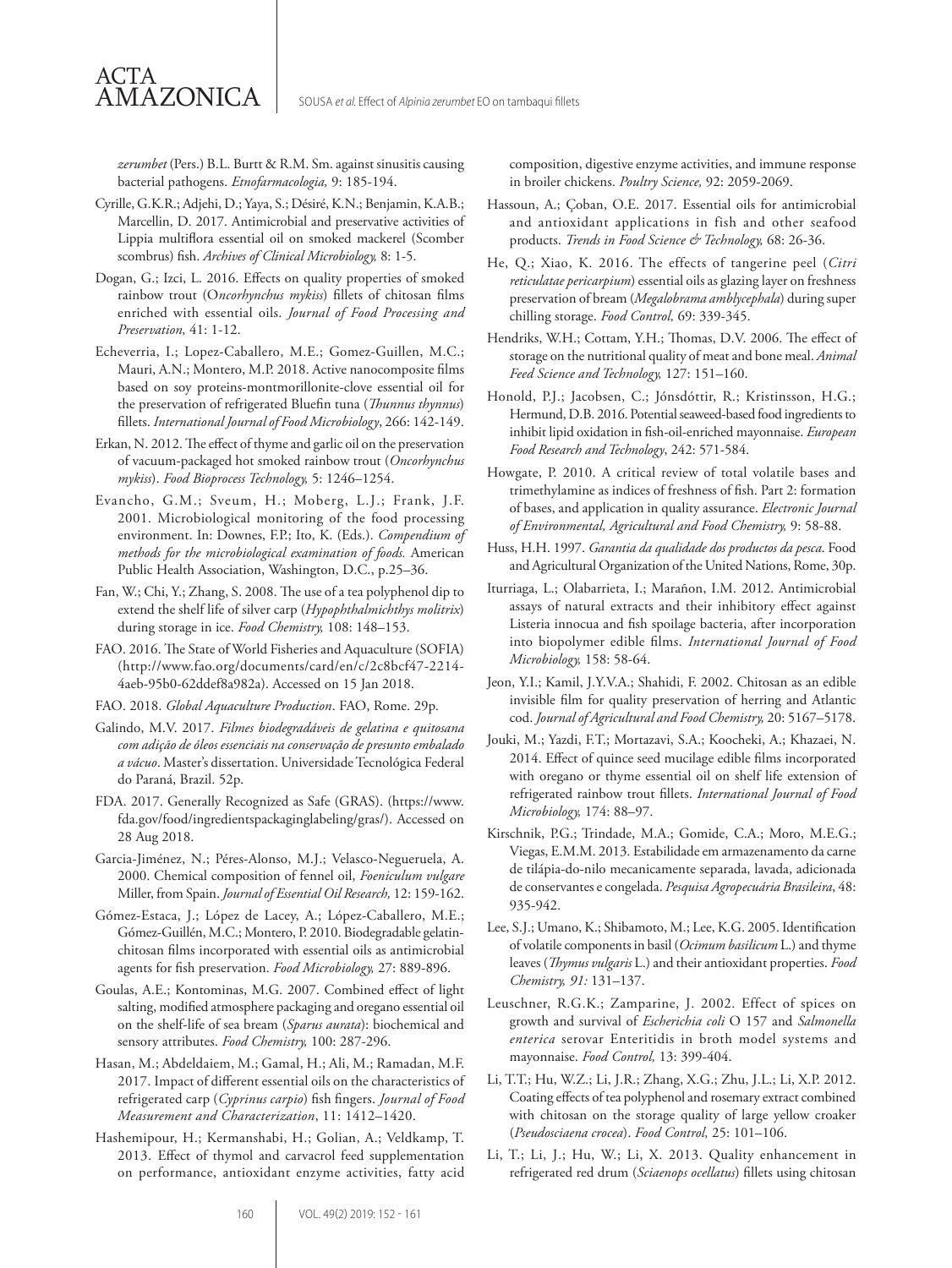*zerumbet* (Pers.) B.L. Burtt & R.M. Sm. against sinusitis causing bacterial pathogens. *Etnofarmacologia,* 9: 185-194.

Cyrille, G.K.R.; Adjehi, D.; Yaya, S.; Désiré, K.N.; Benjamin, K.A.B.; Marcellin, D. 2017. Antimicrobial and preservative activities of Lippia multiflora essential oil on smoked mackerel (Scomber scombrus) fish. *Archives of Clinical Microbiology,* 8: 1-5.

Dogan, G.; Izci, L. 2016. Effects on quality properties of smoked rainbow trout (O*ncorhynchus mykiss*) fillets of chitosan films enriched with essential oils. *Journal of Food Processing and Preservation,* 41: 1-12.

Echeverria, I.; Lopez-Caballero, M.E.; Gomez-Guillen, M.C.; Mauri, A.N.; Montero, M.P. 2018. Active nanocomposite films based on soy proteins-montmorillonite-clove essential oil for the preservation of refrigerated Bluefin tuna (*Thunnus thynnus*) fillets. *International Journal of Food Microbiology*, 266: 142-149.

Erkan, N. 2012. The effect of thyme and garlic oil on the preservation of vacuum-packaged hot smoked rainbow trout (*Oncorhynchus mykiss*). *Food Bioprocess Technology,* 5: 1246–1254.

Evancho, G.M.; Sveum, H.; Moberg, L.J.; Frank, J.F. 2001. Microbiological monitoring of the food processing environment. In: Downes, F.P.; Ito, K. (Eds.). *Compendium of methods for the microbiological examination of foods.* American Public Health Association, Washington, D.C., p.25–36.

Fan, W.; Chi, Y.; Zhang, S. 2008. The use of a tea polyphenol dip to extend the shelf life of silver carp (*Hypophthalmichthys molitrix*) during storage in ice. *Food Chemistry,* 108: 148–153.

FAO. 2016. The State of World Fisheries and Aquaculture (SOFIA) (http://www.fao.org/documents/card/en/c/2c8bcf47-2214-4aeb-95b0-62ddef8a982a). Accessed on 15 Jan 2018.

FAO. 2018. *Global Aquaculture Production*. FAO, Rome. 29p.

Galindo, M.V. 2017. *Filmes biodegradáveis de gelatina e quitosana com adição de óleos essenciais na conservação de presunto embalado a vácuo*. Master's dissertation. Universidade Tecnológica Federal do Paraná, Brazil. 52p.

FDA. 2017. Generally Recognized as Safe (GRAS). (https://www.fda.gov/food/ingredientspackaginglabeling/gras/). Accessed on 28 Aug 2018.

Garcia-Jiménez, N.; Péres-Alonso, M.J.; Velasco-Negueruela, A. 2000. Chemical composition of fennel oil, *Foeniculum vulgare* Miller, from Spain. *Journal of Essential Oil Research,* 12: 159-162.

Gómez-Estaca, J.; López de Lacey, A.; López-Caballero, M.E.; Gómez-Guillén, M.C.; Montero, P. 2010. Biodegradable gelatin-chitosan films incorporated with essential oils as antimicrobial agents for fish preservation. *Food Microbiology,* 27: 889-896.

Goulas, A.E.; Kontominas, M.G. 2007. Combined effect of light salting, modified atmosphere packaging and oregano essential oil on the shelf-life of sea bream (*Sparus aurata*): biochemical and sensory attributes. *Food Chemistry,* 100: 287-296.

Hasan, M.; Abdeldaiem, M.; Gamal, H.; Ali, M.; Ramadan, M.F. 2017. Impact of different essential oils on the characteristics of refrigerated carp (*Cyprinus carpio*) fish fingers. *Journal of Food Measurement and Characterization*, 11: 1412–1420.

Hashemipour, H.; Kermanshabi, H.; Golian, A.; Veldkamp, T. 2013. Effect of thymol and carvacrol feed supplementation on performance, antioxidant enzyme activities, fatty acid composition, digestive enzyme activities, and immune response in broiler chickens. *Poultry Science,* 92: 2059-2069.

Hassoun, A.; Çoban, O.E. 2017. Essential oils for antimicrobial and antioxidant applications in fish and other seafood products. *Trends in Food Science & Technology,* 68: 26-36.

He, Q.; Xiao, K. 2016. The effects of tangerine peel (*Citri reticulatae pericarpium*) essential oils as glazing layer on freshness preservation of bream (*Megalobrama amblycephala*) during super chilling storage. *Food Control,* 69: 339-345.

Hendriks, W.H.; Cottam, Y.H.; Thomas, D.V. 2006. The effect of storage on the nutritional quality of meat and bone meal. *Animal Feed Science and Technology,* 127: 151–160.

Honold, P.J.; Jacobsen, C.; Jónsdóttir, R.; Kristinsson, H.G.; Hermund, D.B. 2016. Potential seaweed-based food ingredients to inhibit lipid oxidation in fish-oil-enriched mayonnaise. *European Food Research and Technology*, 242: 571-584.

Howgate, P. 2010. A critical review of total volatile bases and trimethylamine as indices of freshness of fish. Part 2: formation of bases, and application in quality assurance. *Electronic Journal of Environmental, Agricultural and Food Chemistry,* 9: 58-88.

Huss, H.H. 1997. *Garantia da qualidade dos productos da pesca*. Food and Agricultural Organization of the United Nations, Rome, 30p.

Iturriaga, L.; Olabarrieta, I.; Marañon, I.M. 2012. Antimicrobial assays of natural extracts and their inhibitory effect against Listeria innocua and fish spoilage bacteria, after incorporation into biopolymer edible films. *International Journal of Food Microbiology,* 158: 58-64.

Jeon, Y.I.; Kamil, J.Y.V.A.; Shahidi, F. 2002. Chitosan as an edible invisible film for quality preservation of herring and Atlantic cod. *Journal of Agricultural and Food Chemistry,* 20: 5167–5178.

Jouki, M.; Yazdi, F.T.; Mortazavi, S.A.; Koocheki, A.; Khazaei, N. 2014. Effect of quince seed mucilage edible films incorporated with oregano or thyme essential oil on shelf life extension of refrigerated rainbow trout fillets. *International Journal of Food Microbiology,* 174: 88–97.

Kirschnik, P.G.; Trindade, M.A.; Gomide, C.A.; Moro, M.E.G.; Viegas, E.M.M. 2013. Estabilidade em armazenamento da carne de tilápia-do-nilo mecanicamente separada, lavada, adicionada de conservantes e congelada. *Pesquisa Agropecuária Brasileira*, 48: 935-942.

Lee, S.J.; Umano, K.; Shibamoto, M.; Lee, K.G. 2005. Identification of volatile components in basil (*Ocimum basilicum* L.) and thyme leaves (*Thymus vulgaris* L.) and their antioxidant properties. *Food Chemistry, 91:* 131–137.

Leuschner, R.G.K.; Zamparine, J. 2002. Effect of spices on growth and survival of *Escherichia coli* O 157 and *Salmonella enterica* serovar Enteritidis in broth model systems and mayonnaise. *Food Control,* 13: 399-404.

Li, T.T.; Hu, W.Z.; Li, J.R.; Zhang, X.G.; Zhu, J.L.; Li, X.P. 2012. Coating effects of tea polyphenol and rosemary extract combined with chitosan on the storage quality of large yellow croaker (*Pseudosciaena crocea*). *Food Control,* 25: 101–106.

Li, T.; Li, J.; Hu, W.; Li, X. 2013. Quality enhancement in refrigerated red drum (*Sciaenops ocellatus*) fillets using chitosan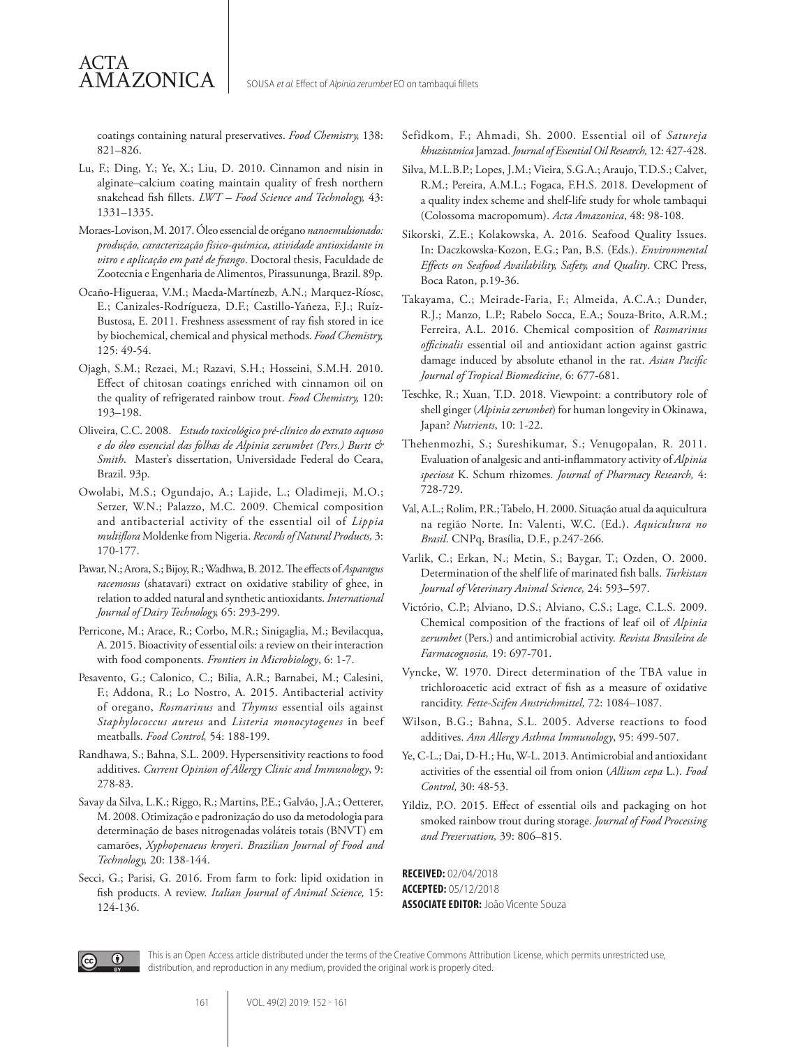coatings containing natural preservatives. *Food Chemistry,* 138: 821–826.

Lu, F.; Ding, Y.; Ye, X.; Liu, D. 2010. Cinnamon and nisin in alginate–calcium coating maintain quality of fresh northern snakehead fish fillets. *LWT – Food Science and Technology,* 43: 1331–1335.

Moraes-Lovison, M. 2017. Óleo essencial de orégano *nanoemulsionado: produção, caracterização físico-química, atividade antioxidante in vitro e aplicação em patê de frango*. Doctoral thesis, Faculdade de Zootecnia e Engenharia de Alimentos, Pirassununga, Brazil. 89p.

Ocaño-Higueraa, V.M.; Maeda-Martínezb, A.N.; Marquez-Ríosc, E.; Canizales-Rodrígueza, D.F.; Castillo-Yañeza, F.J.; Ruíz-Bustosa, E. 2011. Freshness assessment of ray fish stored in ice by biochemical, chemical and physical methods. *Food Chemistry,* 125: 49-54.

Ojagh, S.M.; Rezaei, M.; Razavi, S.H.; Hosseini, S.M.H. 2010. Effect of chitosan coatings enriched with cinnamon oil on the quality of refrigerated rainbow trout. *Food Chemistry,* 120: 193–198.

Oliveira, C.C. 2008. *Estudo toxicológico pré-clínico do extrato aquoso e do óleo essencial das folhas de Alpinia zerumbet (Pers.) Burtt & Smith*. Master's dissertation, Universidade Federal do Ceara, Brazil. 93p.

Owolabi, M.S.; Ogundajo, A.; Lajide, L.; Oladimeji, M.O.; Setzer, W.N.; Palazzo, M.C. 2009. Chemical composition and antibacterial activity of the essential oil of *Lippia multiflora* Moldenke from Nigeria. *Records of Natural Products,* 3: 170-177.

Pawar, N.; Arora, S.; Bijoy, R.; Wadhwa, B. 2012. The effects of *Asparagus racemosus* (shatavari) extract on oxidative stability of ghee, in relation to added natural and synthetic antioxidants. *International Journal of Dairy Technology,* 65: 293-299.

Perricone, M.; Arace, R.; Corbo, M.R.; Sinigaglia, M.; Bevilacqua, A. 2015. Bioactivity of essential oils: a review on their interaction with food components. *Frontiers in Microbiology*, 6: 1-7.

Pesavento, G.; Calonico, C.; Bilia, A.R.; Barnabei, M.; Calesini, F.; Addona, R.; Lo Nostro, A. 2015. Antibacterial activity of oregano, *Rosmarinus* and *Thymus* essential oils against *Staphylococcus aureus* and *Listeria monocytogenes* in beef meatballs. *Food Control,* 54: 188-199.

Randhawa, S.; Bahna, S.L. 2009. Hypersensitivity reactions to food additives. *Current Opinion of Allergy Clinic and Immunology*, 9: 278-83.

Savay da Silva, L.K.; Riggo, R.; Martins, P.E.; Galvão, J.A.; Oetterer, M. 2008. Otimização e padronização do uso da metodologia para determinação de bases nitrogenadas voláteis totais (BNVT) em camarões, *Xyphopenaeus kroyeri*. *Brazilian Journal of Food and Technology,* 20: 138-144.

Secci, G.; Parisi, G. 2016. From farm to fork: lipid oxidation in fish products. A review. *Italian Journal of Animal Science,* 15: 124-136.

Sefidkom, F.; Ahmadi, Sh. 2000. Essential oil of *Satureja khuzistanica* Jamzad. *Journal of Essential Oil Research,* 12: 427-428.

Silva, M.L.B.P.; Lopes, J.M.; Vieira, S.G.A.; Araujo, T.D.S.; Calvet, R.M.; Pereira, A.M.L.; Fogaca, F.H.S. 2018. Development of a quality index scheme and shelf-life study for whole tambaqui (Colossoma macropomum). *Acta Amazonica*, 48: 98-108.

Sikorski, Z.E.; Kolakowska, A. 2016. Seafood Quality Issues. In: Daczkowska-Kozon, E.G.; Pan, B.S. (Eds.). *Environmental Effects on Seafood Availability, Safety, and Quality*. CRC Press, Boca Raton, p.19-36.

Takayama, C.; Meirade-Faria, F.; Almeida, A.C.A.; Dunder, R.J.; Manzo, L.P.; Rabelo Socca, E.A.; Souza-Brito, A.R.M.; Ferreira, A.L. 2016. Chemical composition of *Rosmarinus officinalis* essential oil and antioxidant action against gastric damage induced by absolute ethanol in the rat. *Asian Pacific Journal of Tropical Biomedicine*, 6: 677-681.

Teschke, R.; Xuan, T.D. 2018. Viewpoint: a contributory role of shell ginger (*Alpinia zerumbet*) for human longevity in Okinawa, Japan? *Nutrients*, 10: 1-22.

Thehenmozhi, S.; Sureshikumar, S.; Venugopalan, R. 2011. Evaluation of analgesic and anti-inflammatory activity of *Alpinia speciosa* K. Schum rhizomes. *Journal of Pharmacy Research,* 4: 728-729.

Val, A.L.; Rolim, P.R.; Tabelo, H. 2000. Situação atual da aquicultura na região Norte. In: Valenti, W.C. (Ed.). *Aquicultura no Brasil*. CNPq, Brasília, D.F., p.247-266.

Varlik, C.; Erkan, N.; Metin, S.; Baygar, T.; Ozden, O. 2000. Determination of the shelf life of marinated fish balls. *Turkistan Journal of Veterinary Animal Science,* 24: 593–597.

Victório, C.P.; Alviano, D.S.; Alviano, C.S.; Lage, C.L.S. 2009. Chemical composition of the fractions of leaf oil of *Alpinia zerumbet* (Pers.) and antimicrobial activity. *Revista Brasileira de Farmacognosia,* 19: 697-701.

Vyncke, W. 1970. Direct determination of the TBA value in trichloroacetic acid extract of fish as a measure of oxidative rancidity. *Fette-Scifen Anstrichmittel,* 72: 1084–1087.

Wilson, B.G.; Bahna, S.L. 2005. Adverse reactions to food additives. *Ann Allergy Asthma Immunology*, 95: 499-507.

Ye, C-L.; Dai, D-H.; Hu, W-L. 2013. Antimicrobial and antioxidant activities of the essential oil from onion (*Allium cepa* L.). *Food Control,* 30: 48-53.

Yildiz, P.O. 2015. Effect of essential oils and packaging on hot smoked rainbow trout during storage. *Journal of Food Processing and Preservation,* 39: 806–815.

**RECEIVED:** 02/04/2018
**ACCEPTED:** 05/12/2018
**ASSOCIATE EDITOR:** João Vicente Souza

This is an Open Access article distributed under the terms of the Creative Commons Attribution License, which permits unrestricted use, distribution, and reproduction in any medium, provided the original work is properly cited.